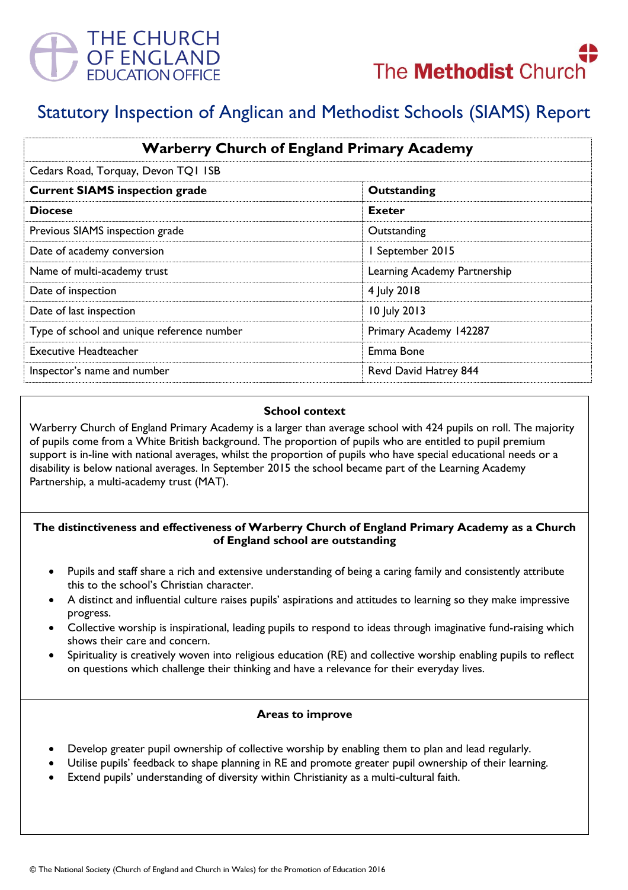THE CHURCH OF ENGLAND EDUCATION OFFICE

The Methodist Church

# Statutory Inspection of Anglican and Methodist Schools (SIAMS) Report

| Warberry Church of England Primary Academy | |
|---|---|
| Cedars Road, Torquay, Devon TQ1 1SB | |
| **Current SIAMS inspection grade** | **Outstanding** |
| **Diocese** | **Exeter** |
| Previous SIAMS inspection grade | Outstanding |
| Date of academy conversion | 1 September 2015 |
| Name of multi-academy trust | Learning Academy Partnership |
| Date of inspection | 4 July 2018 |
| Date of last inspection | 10 July 2013 |
| Type of school and unique reference number | Primary Academy 142287 |
| Executive Headteacher | Emma Bone |
| Inspector's name and number | Revd David Hatrey 844 |

### School context

Warberry Church of England Primary Academy is a larger than average school with 424 pupils on roll. The majority of pupils come from a White British background. The proportion of pupils who are entitled to pupil premium support is in-line with national averages, whilst the proportion of pupils who have special educational needs or a disability is below national averages. In September 2015 the school became part of the Learning Academy Partnership, a multi-academy trust (MAT).

### The distinctiveness and effectiveness of Warberry Church of England Primary Academy as a Church of England school are outstanding

- Pupils and staff share a rich and extensive understanding of being a caring family and consistently attribute this to the school's Christian character.
- A distinct and influential culture raises pupils' aspirations and attitudes to learning so they make impressive progress.
- Collective worship is inspirational, leading pupils to respond to ideas through imaginative fund-raising which shows their care and concern.
- Spirituality is creatively woven into religious education (RE) and collective worship enabling pupils to reflect on questions which challenge their thinking and have a relevance for their everyday lives.

### Areas to improve

- Develop greater pupil ownership of collective worship by enabling them to plan and lead regularly.
- Utilise pupils' feedback to shape planning in RE and promote greater pupil ownership of their learning.
- Extend pupils' understanding of diversity within Christianity as a multi-cultural faith.

© The National Society (Church of England and Church in Wales) for the Promotion of Education 2016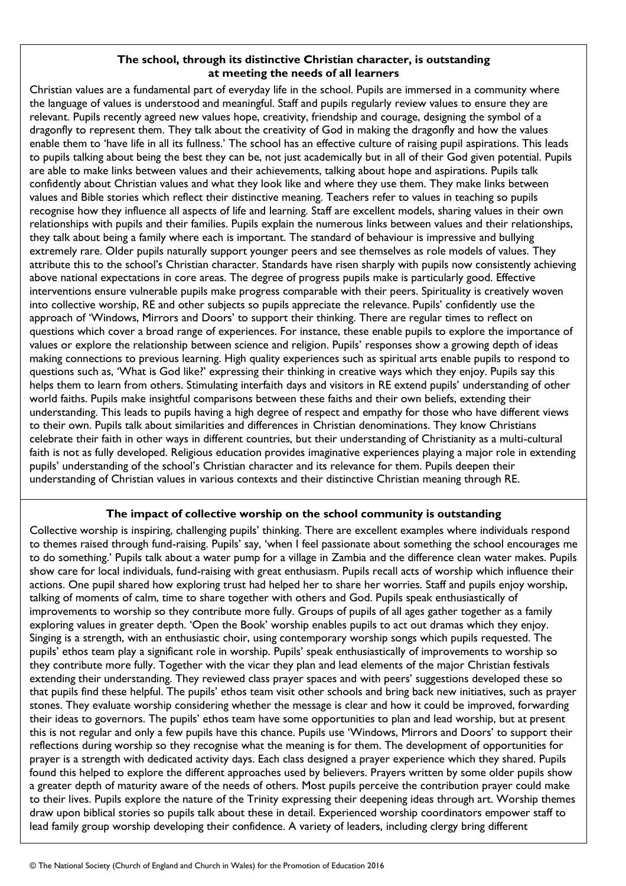## The school, through its distinctive Christian character, is outstanding at meeting the needs of all learners

Christian values are a fundamental part of everyday life in the school. Pupils are immersed in a community where the language of values is understood and meaningful. Staff and pupils regularly review values to ensure they are relevant. Pupils recently agreed new values hope, creativity, friendship and courage, designing the symbol of a dragonfly to represent them. They talk about the creativity of God in making the dragonfly and how the values enable them to 'have life in all its fullness.' The school has an effective culture of raising pupil aspirations. This leads to pupils talking about being the best they can be, not just academically but in all of their God given potential. Pupils are able to make links between values and their achievements, talking about hope and aspirations. Pupils talk confidently about Christian values and what they look like and where they use them. They make links between values and Bible stories which reflect their distinctive meaning. Teachers refer to values in teaching so pupils recognise how they influence all aspects of life and learning. Staff are excellent models, sharing values in their own relationships with pupils and their families. Pupils explain the numerous links between values and their relationships, they talk about being a family where each is important. The standard of behaviour is impressive and bullying extremely rare. Older pupils naturally support younger peers and see themselves as role models of values. They attribute this to the school's Christian character. Standards have risen sharply with pupils now consistently achieving above national expectations in core areas. The degree of progress pupils make is particularly good. Effective interventions ensure vulnerable pupils make progress comparable with their peers. Spirituality is creatively woven into collective worship, RE and other subjects so pupils appreciate the relevance. Pupils' confidently use the approach of 'Windows, Mirrors and Doors' to support their thinking. There are regular times to reflect on questions which cover a broad range of experiences. For instance, these enable pupils to explore the importance of values or explore the relationship between science and religion. Pupils' responses show a growing depth of ideas making connections to previous learning. High quality experiences such as spiritual arts enable pupils to respond to questions such as, 'What is God like?' expressing their thinking in creative ways which they enjoy. Pupils say this helps them to learn from others. Stimulating interfaith days and visitors in RE extend pupils' understanding of other world faiths. Pupils make insightful comparisons between these faiths and their own beliefs, extending their understanding. This leads to pupils having a high degree of respect and empathy for those who have different views to their own. Pupils talk about similarities and differences in Christian denominations. They know Christians celebrate their faith in other ways in different countries, but their understanding of Christianity as a multi-cultural faith is not as fully developed. Religious education provides imaginative experiences playing a major role in extending pupils' understanding of the school's Christian character and its relevance for them. Pupils deepen their understanding of Christian values in various contexts and their distinctive Christian meaning through RE.

## The impact of collective worship on the school community is outstanding

Collective worship is inspiring, challenging pupils' thinking. There are excellent examples where individuals respond to themes raised through fund-raising. Pupils' say, 'when I feel passionate about something the school encourages me to do something.' Pupils talk about a water pump for a village in Zambia and the difference clean water makes. Pupils show care for local individuals, fund-raising with great enthusiasm. Pupils recall acts of worship which influence their actions. One pupil shared how exploring trust had helped her to share her worries. Staff and pupils enjoy worship, talking of moments of calm, time to share together with others and God. Pupils speak enthusiastically of improvements to worship so they contribute more fully. Groups of pupils of all ages gather together as a family exploring values in greater depth. 'Open the Book' worship enables pupils to act out dramas which they enjoy. Singing is a strength, with an enthusiastic choir, using contemporary worship songs which pupils requested. The pupils' ethos team play a significant role in worship. Pupils' speak enthusiastically of improvements to worship so they contribute more fully. Together with the vicar they plan and lead elements of the major Christian festivals extending their understanding. They reviewed class prayer spaces and with peers' suggestions developed these so that pupils find these helpful. The pupils' ethos team visit other schools and bring back new initiatives, such as prayer stones. They evaluate worship considering whether the message is clear and how it could be improved, forwarding their ideas to governors. The pupils' ethos team have some opportunities to plan and lead worship, but at present this is not regular and only a few pupils have this chance. Pupils use 'Windows, Mirrors and Doors' to support their reflections during worship so they recognise what the meaning is for them. The development of opportunities for prayer is a strength with dedicated activity days. Each class designed a prayer experience which they shared. Pupils found this helped to explore the different approaches used by believers. Prayers written by some older pupils show a greater depth of maturity aware of the needs of others. Most pupils perceive the contribution prayer could make to their lives. Pupils explore the nature of the Trinity expressing their deepening ideas through art. Worship themes draw upon biblical stories so pupils talk about these in detail. Experienced worship coordinators empower staff to lead family group worship developing their confidence. A variety of leaders, including clergy bring different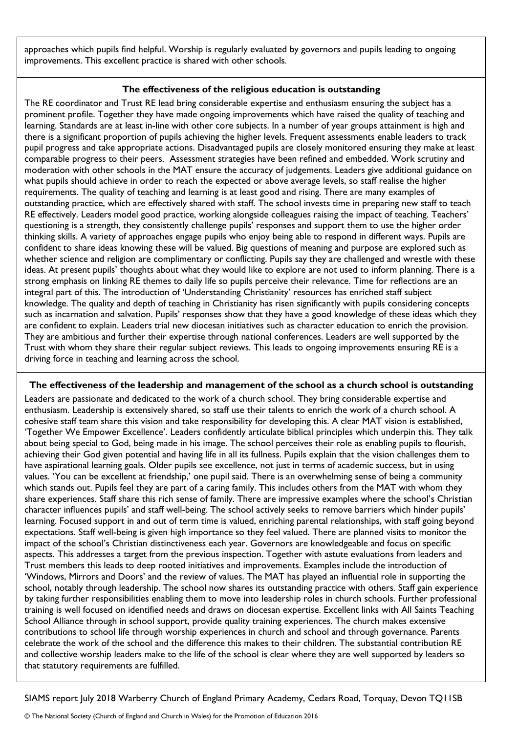approaches which pupils find helpful. Worship is regularly evaluated by governors and pupils leading to ongoing improvements. This excellent practice is shared with other schools.

### The effectiveness of the religious education is outstanding

The RE coordinator and Trust RE lead bring considerable expertise and enthusiasm ensuring the subject has a prominent profile. Together they have made ongoing improvements which have raised the quality of teaching and learning. Standards are at least in-line with other core subjects. In a number of year groups attainment is high and there is a significant proportion of pupils achieving the higher levels. Frequent assessments enable leaders to track pupil progress and take appropriate actions. Disadvantaged pupils are closely monitored ensuring they make at least comparable progress to their peers. Assessment strategies have been refined and embedded. Work scrutiny and moderation with other schools in the MAT ensure the accuracy of judgements. Leaders give additional guidance on what pupils should achieve in order to reach the expected or above average levels, so staff realise the higher requirements. The quality of teaching and learning is at least good and rising. There are many examples of outstanding practice, which are effectively shared with staff. The school invests time in preparing new staff to teach RE effectively. Leaders model good practice, working alongside colleagues raising the impact of teaching. Teachers' questioning is a strength, they consistently challenge pupils' responses and support them to use the higher order thinking skills. A variety of approaches engage pupils who enjoy being able to respond in different ways. Pupils are confident to share ideas knowing these will be valued. Big questions of meaning and purpose are explored such as whether science and religion are complimentary or conflicting. Pupils say they are challenged and wrestle with these ideas. At present pupils' thoughts about what they would like to explore are not used to inform planning. There is a strong emphasis on linking RE themes to daily life so pupils perceive their relevance. Time for reflections are an integral part of this. The introduction of 'Understanding Christianity' resources has enriched staff subject knowledge. The quality and depth of teaching in Christianity has risen significantly with pupils considering concepts such as incarnation and salvation. Pupils' responses show that they have a good knowledge of these ideas which they are confident to explain. Leaders trial new diocesan initiatives such as character education to enrich the provision. They are ambitious and further their expertise through national conferences. Leaders are well supported by the Trust with whom they share their regular subject reviews. This leads to ongoing improvements ensuring RE is a driving force in teaching and learning across the school.

### The effectiveness of the leadership and management of the school as a church school is outstanding

Leaders are passionate and dedicated to the work of a church school. They bring considerable expertise and enthusiasm. Leadership is extensively shared, so staff use their talents to enrich the work of a church school. A cohesive staff team share this vision and take responsibility for developing this. A clear MAT vision is established, 'Together We Empower Excellence'. Leaders confidently articulate biblical principles which underpin this. They talk about being special to God, being made in his image. The school perceives their role as enabling pupils to flourish, achieving their God given potential and having life in all its fullness. Pupils explain that the vision challenges them to have aspirational learning goals. Older pupils see excellence, not just in terms of academic success, but in using values. 'You can be excellent at friendship,' one pupil said. There is an overwhelming sense of being a community which stands out. Pupils feel they are part of a caring family. This includes others from the MAT with whom they share experiences. Staff share this rich sense of family. There are impressive examples where the school's Christian character influences pupils' and staff well-being. The school actively seeks to remove barriers which hinder pupils' learning. Focused support in and out of term time is valued, enriching parental relationships, with staff going beyond expectations. Staff well-being is given high importance so they feel valued. There are planned visits to monitor the impact of the school's Christian distinctiveness each year. Governors are knowledgeable and focus on specific aspects. This addresses a target from the previous inspection. Together with astute evaluations from leaders and Trust members this leads to deep rooted initiatives and improvements. Examples include the introduction of 'Windows, Mirrors and Doors' and the review of values. The MAT has played an influential role in supporting the school, notably through leadership. The school now shares its outstanding practice with others. Staff gain experience by taking further responsibilities enabling them to move into leadership roles in church schools. Further professional training is well focused on identified needs and draws on diocesan expertise. Excellent links with All Saints Teaching School Alliance through in school support, provide quality training experiences. The church makes extensive contributions to school life through worship experiences in church and school and through governance. Parents celebrate the work of the school and the difference this makes to their children. The substantial contribution RE and collective worship leaders make to the life of the school is clear where they are well supported by leaders so that statutory requirements are fulfilled.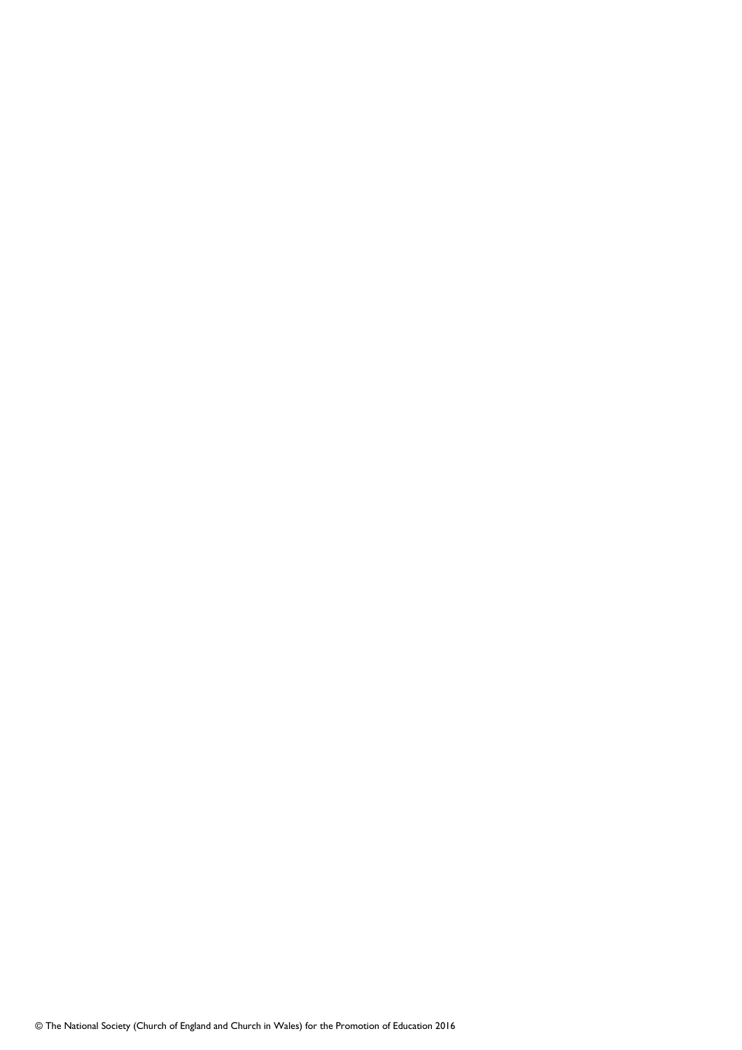© The National Society (Church of England and Church in Wales) for the Promotion of Education 2016